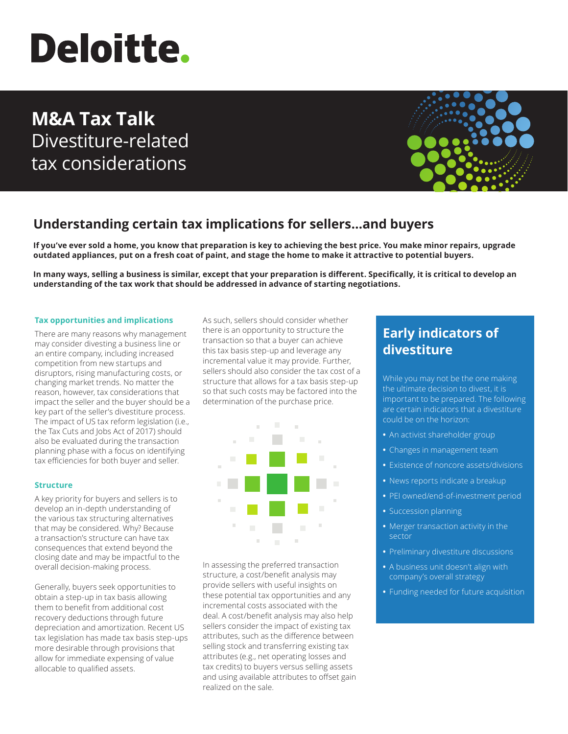# Deloitte.

# M&A Tax Talk

Divestiture-related tax considerations

## Understanding certain tax implications for sellers...and buyers

**If you've ever sold a home, you know that preparation is key to achieving the best price. You make minor repairs, upgrade outdated appliances, put on a fresh coat of paint, and stage the home to make it attractive to potential buyers.**

**In many ways, selling a business is similar, except that your preparation is different. Specifically, it is critical to develop an understanding of the tax work that should be addressed in advance of starting negotiations.**

### Tax opportunities and implications

There are many reasons why management may consider divesting a business line or an entire company, including increased competition from new startups and disruptors, rising manufacturing costs, or changing market trends. No matter the reason, however, tax considerations that impact the seller and the buyer should be a key part of the seller's divestiture process. The impact of US tax reform legislation (i.e., the Tax Cuts and Jobs Act of 2017) should also be evaluated during the transaction planning phase with a focus on identifying tax efficiencies for both buyer and seller.

### Structure

A key priority for buyers and sellers is to develop an in-depth understanding of the various tax structuring alternatives that may be considered. Why? Because a transaction's structure can have tax consequences that extend beyond the closing date and may be impactful to the overall decision-making process.

Generally, buyers seek opportunities to obtain a step-up in tax basis allowing them to benefit from additional cost recovery deductions through future depreciation and amortization. Recent US tax legislation has made tax basis step-ups more desirable through provisions that allow for immediate expensing of value allocable to qualified assets.

As such, sellers should consider whether there is an opportunity to structure the transaction so that a buyer can achieve this tax basis step-up and leverage any incremental value it may provide. Further, sellers should also consider the tax cost of a structure that allows for a tax basis step-up so that such costs may be factored into the determination of the purchase price.

In assessing the preferred transaction structure, a cost/benefit analysis may provide sellers with useful insights on these potential tax opportunities and any incremental costs associated with the deal. A cost/benefit analysis may also help sellers consider the impact of existing tax attributes, such as the difference between selling stock and transferring existing tax attributes (e.g., net operating losses and tax credits) to buyers versus selling assets and using available attributes to offset gain realized on the sale.

## Early indicators of divestiture

While you may not be the one making the ultimate decision to divest, it is important to be prepared. The following are certain indicators that a divestiture could be on the horizon:

- An activist shareholder group
- Changes in management team
- Existence of noncore assets/divisions
- News reports indicate a breakup
- PEI owned/end-of-investment period
- Succession planning
- Merger transaction activity in the sector
- Preliminary divestiture discussions
- A business unit doesn't align with company's overall strategy
- Funding needed for future acquisition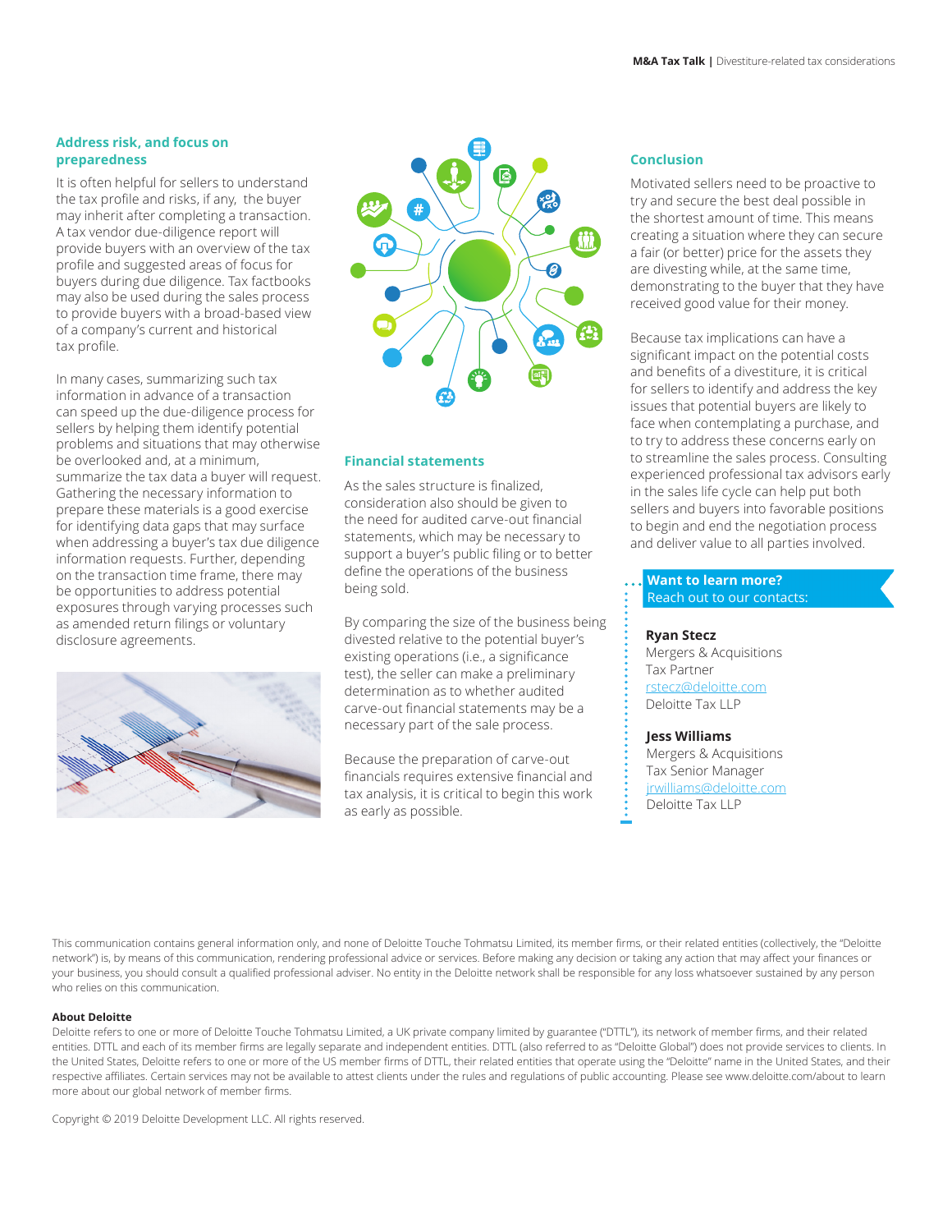## Address risk, and focus on preparedness

It is often helpful for sellers to understand the tax profile and risks, if any, the buyer may inherit after completing a transaction. A tax vendor due-diligence report will provide buyers with an overview of the tax profile and suggested areas of focus for buyers during due diligence. Tax factbooks may also be used during the sales process to provide buyers with a broad-based view of a company's current and historical tax profile.

In many cases, summarizing such tax information in advance of a transaction can speed up the due-diligence process for sellers by helping them identify potential problems and situations that may otherwise be overlooked and, at a minimum, summarize the tax data a buyer will request. Gathering the necessary information to prepare these materials is a good exercise for identifying data gaps that may surface when addressing a buyer's tax due diligence information requests. Further, depending on the transaction time frame, there may be opportunities to address potential exposures through varying processes such as amended return filings or voluntary disclosure agreements.

## Financial statements

As the sales structure is finalized, consideration also should be given to the need for audited carve-out financial statements, which may be necessary to support a buyer's public filing or to better define the operations of the business being sold.

By comparing the size of the business being divested relative to the potential buyer's existing operations (i.e., a significance test), the seller can make a preliminary determination as to whether audited carve-out financial statements may be a necessary part of the sale process.

Because the preparation of carve-out financials requires extensive financial and tax analysis, it is critical to begin this work as early as possible.

## Conclusion

Motivated sellers need to be proactive to try and secure the best deal possible in the shortest amount of time. This means creating a situation where they can secure a fair (or better) price for the assets they are divesting while, at the same time, demonstrating to the buyer that they have received good value for their money.

Because tax implications can have a significant impact on the potential costs and benefits of a divestiture, it is critical for sellers to identify and address the key issues that potential buyers are likely to face when contemplating a purchase, and to try to address these concerns early on to streamline the sales process. Consulting experienced professional tax advisors early in the sales life cycle can help put both sellers and buyers into favorable positions to begin and end the negotiation process and deliver value to all parties involved.

**Want to learn more?**
Reach out to our contacts:

**Ryan Stecz**
Mergers & Acquisitions
Tax Partner
rstecz@deloitte.com
Deloitte Tax LLP

**Jess Williams**
Mergers & Acquisitions
Tax Senior Manager
jrwilliams@deloitte.com
Deloitte Tax LLP

This communication contains general information only, and none of Deloitte Touche Tohmatsu Limited, its member firms, or their related entities (collectively, the "Deloitte network") is, by means of this communication, rendering professional advice or services. Before making any decision or taking any action that may affect your finances or your business, you should consult a qualified professional adviser. No entity in the Deloitte network shall be responsible for any loss whatsoever sustained by any person who relies on this communication.

**About Deloitte**

Deloitte refers to one or more of Deloitte Touche Tohmatsu Limited, a UK private company limited by guarantee ("DTTL"), its network of member firms, and their related entities. DTTL and each of its member firms are legally separate and independent entities. DTTL (also referred to as "Deloitte Global") does not provide services to clients. In the United States, Deloitte refers to one or more of the US member firms of DTTL, their related entities that operate using the "Deloitte" name in the United States, and their respective affiliates. Certain services may not be available to attest clients under the rules and regulations of public accounting. Please see www.deloitte.com/about to learn more about our global network of member firms.

Copyright © 2019 Deloitte Development LLC. All rights reserved.